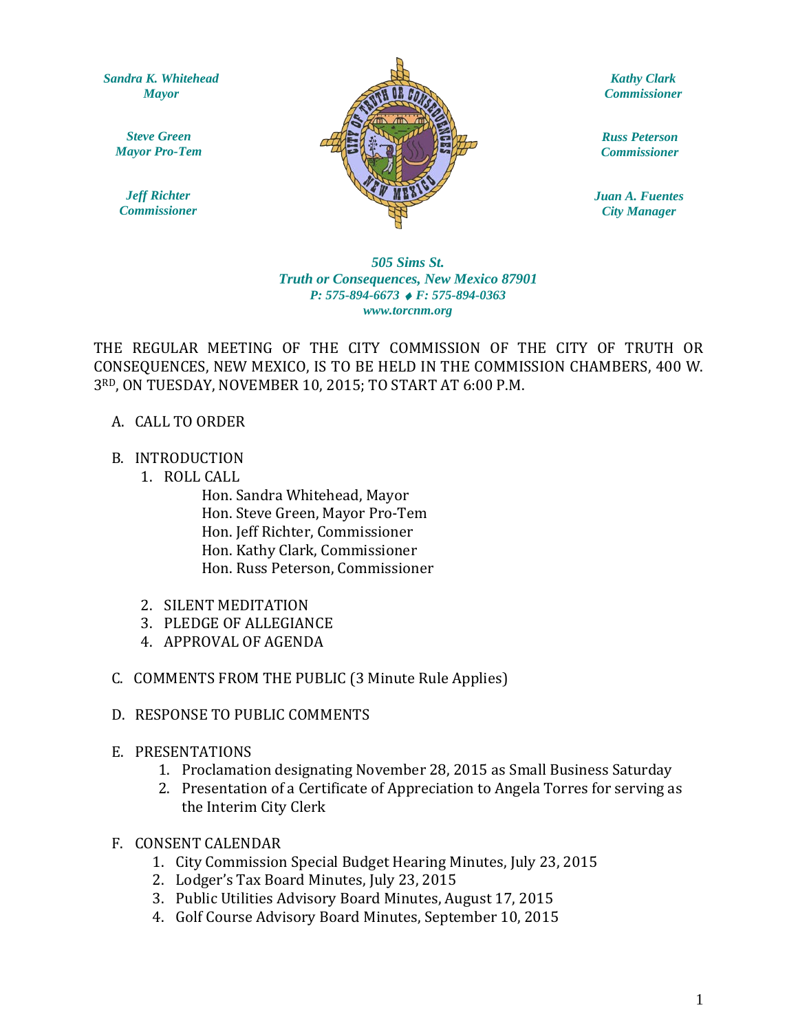*Sandra K. Whitehead*
*Mayor*

*Steve Green*
*Mayor Pro-Tem*

*Jeff Richter*
*Commissioner*

*Kathy Clark*
*Commissioner*

*Russ Peterson*
*Commissioner*

*Juan A. Fuentes*
*City Manager*

***505 Sims St.***
***Truth or Consequences, New Mexico 87901***
***P: 575-894-6673 ⬥ F: 575-894-0363***
***www.torcnm.org***

THE REGULAR MEETING OF THE CITY COMMISSION OF THE CITY OF TRUTH OR CONSEQUENCES, NEW MEXICO, IS TO BE HELD IN THE COMMISSION CHAMBERS, 400 W. 3RD, ON TUESDAY, NOVEMBER 10, 2015; TO START AT 6:00 P.M.

A. CALL TO ORDER

B. INTRODUCTION
   1. ROLL CALL
      - Hon. Sandra Whitehead, Mayor
      - Hon. Steve Green, Mayor Pro-Tem
      - Hon. Jeff Richter, Commissioner
      - Hon. Kathy Clark, Commissioner
      - Hon. Russ Peterson, Commissioner
   2. SILENT MEDITATION
   3. PLEDGE OF ALLEGIANCE
   4. APPROVAL OF AGENDA

C. COMMENTS FROM THE PUBLIC (3 Minute Rule Applies)

D. RESPONSE TO PUBLIC COMMENTS

E. PRESENTATIONS
   1. Proclamation designating November 28, 2015 as Small Business Saturday
   2. Presentation of a Certificate of Appreciation to Angela Torres for serving as the Interim City Clerk

F. CONSENT CALENDAR
   1. City Commission Special Budget Hearing Minutes, July 23, 2015
   2. Lodger's Tax Board Minutes, July 23, 2015
   3. Public Utilities Advisory Board Minutes, August 17, 2015
   4. Golf Course Advisory Board Minutes, September 10, 2015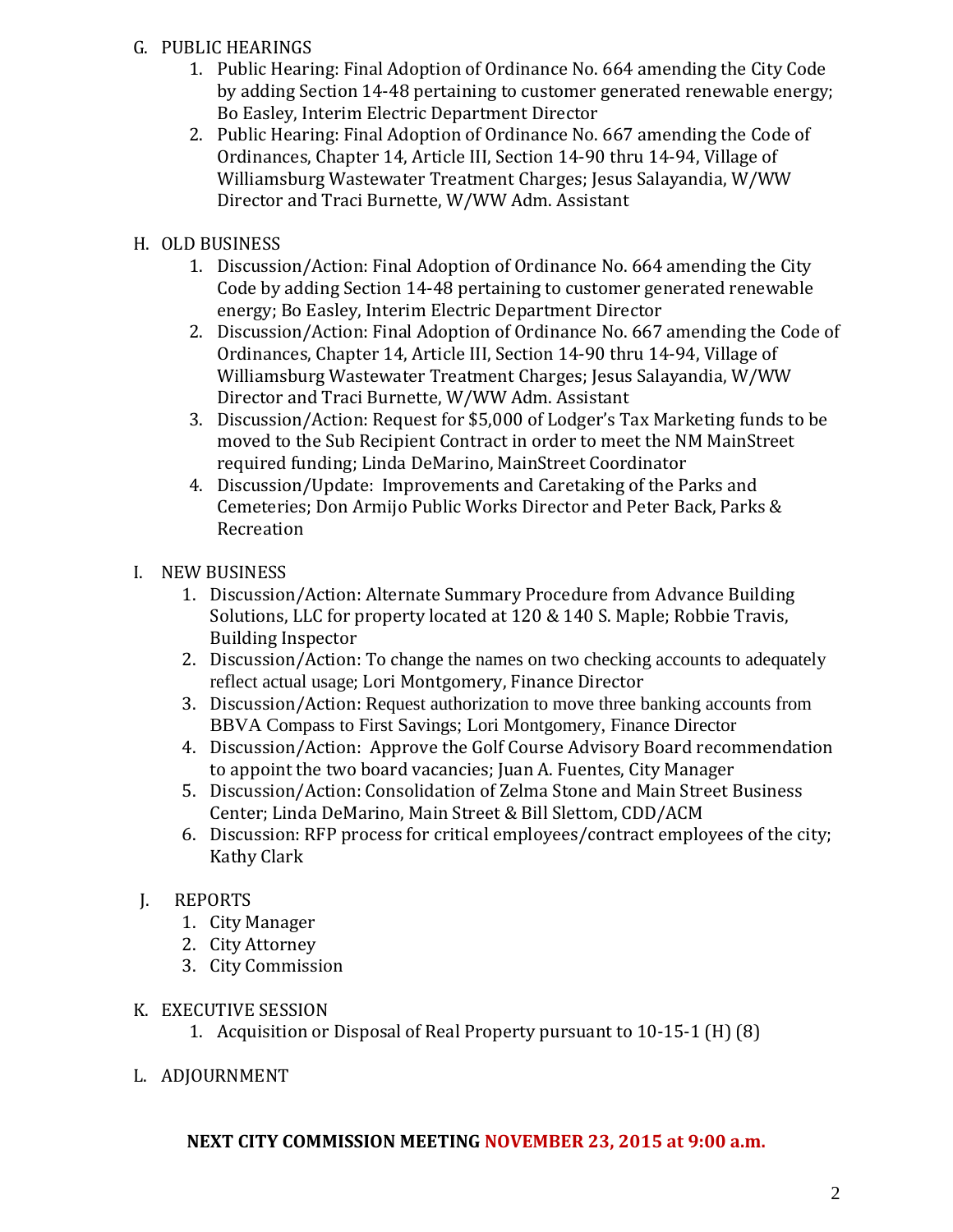G. PUBLIC HEARINGS

1. Public Hearing: Final Adoption of Ordinance No. 664 amending the City Code by adding Section 14-48 pertaining to customer generated renewable energy; Bo Easley, Interim Electric Department Director
2. Public Hearing: Final Adoption of Ordinance No. 667 amending the Code of Ordinances, Chapter 14, Article III, Section 14-90 thru 14-94, Village of Williamsburg Wastewater Treatment Charges; Jesus Salayandia, W/WW Director and Traci Burnette, W/WW Adm. Assistant

H. OLD BUSINESS

1. Discussion/Action: Final Adoption of Ordinance No. 664 amending the City Code by adding Section 14-48 pertaining to customer generated renewable energy; Bo Easley, Interim Electric Department Director
2. Discussion/Action: Final Adoption of Ordinance No. 667 amending the Code of Ordinances, Chapter 14, Article III, Section 14-90 thru 14-94, Village of Williamsburg Wastewater Treatment Charges; Jesus Salayandia, W/WW Director and Traci Burnette, W/WW Adm. Assistant
3. Discussion/Action: Request for $5,000 of Lodger's Tax Marketing funds to be moved to the Sub Recipient Contract in order to meet the NM MainStreet required funding; Linda DeMarino, MainStreet Coordinator
4. Discussion/Update: Improvements and Caretaking of the Parks and Cemeteries; Don Armijo Public Works Director and Peter Back, Parks & Recreation

I. NEW BUSINESS

1. Discussion/Action: Alternate Summary Procedure from Advance Building Solutions, LLC for property located at 120 & 140 S. Maple; Robbie Travis, Building Inspector
2. Discussion/Action: To change the names on two checking accounts to adequately reflect actual usage; Lori Montgomery, Finance Director
3. Discussion/Action: Request authorization to move three banking accounts from BBVA Compass to First Savings; Lori Montgomery, Finance Director
4. Discussion/Action: Approve the Golf Course Advisory Board recommendation to appoint the two board vacancies; Juan A. Fuentes, City Manager
5. Discussion/Action: Consolidation of Zelma Stone and Main Street Business Center; Linda DeMarino, Main Street & Bill Slettom, CDD/ACM
6. Discussion: RFP process for critical employees/contract employees of the city; Kathy Clark

J. REPORTS

1. City Manager
2. City Attorney
3. City Commission

K. EXECUTIVE SESSION

1. Acquisition or Disposal of Real Property pursuant to 10-15-1 (H) (8)

L. ADJOURNMENT

**NEXT CITY COMMISSION MEETING NOVEMBER 23, 2015 at 9:00 a.m.**